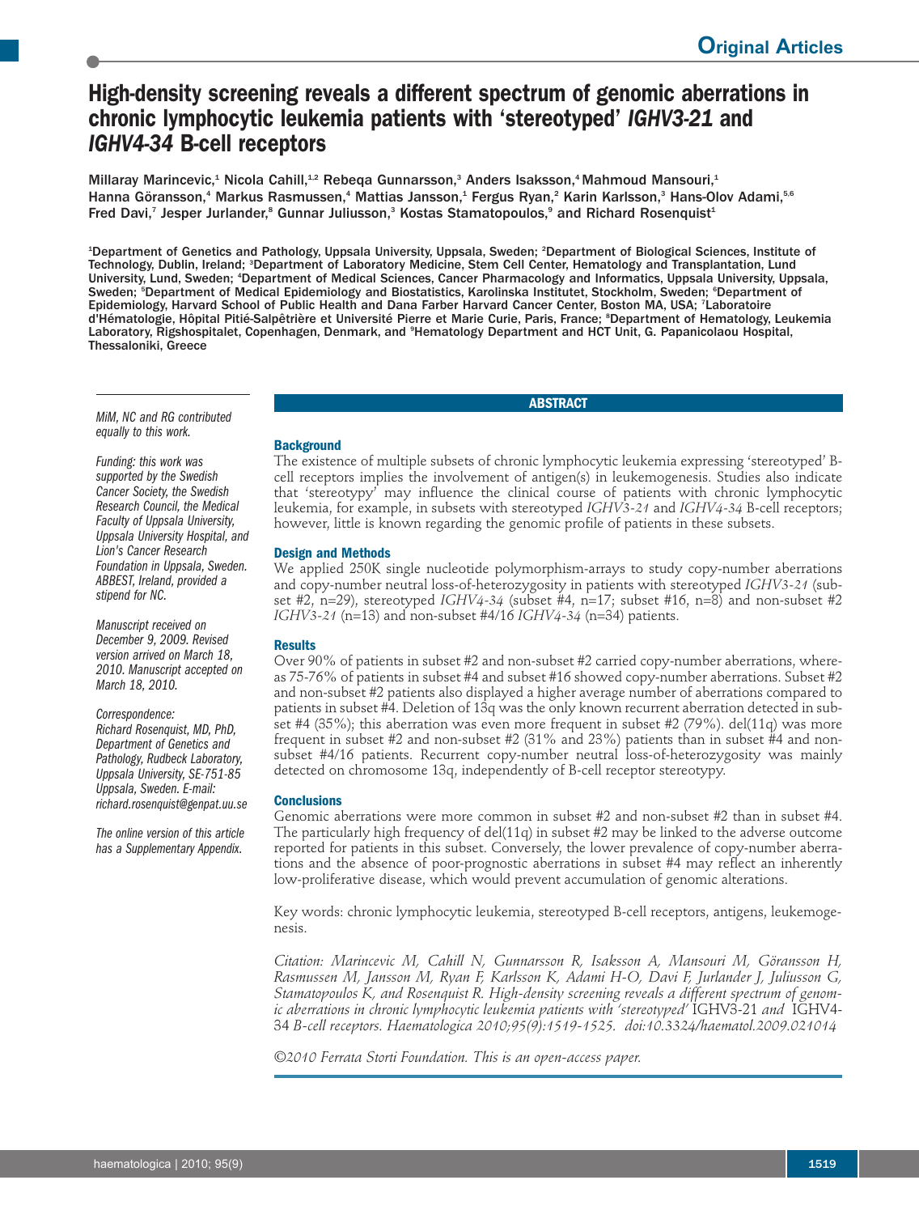Original Articles

# High-density screening reveals a different spectrum of genomic aberrations in chronic lymphocytic leukemia patients with 'stereotyped' *IGHV3-21* and *IGHV4-34* B-cell receptors

Millaray Marincevic,[1] Nicola Cahill,[1,2] Rebeqa Gunnarsson,[3] Anders Isaksson,[4] Mahmoud Mansouri,[1] Hanna Göransson,[4] Markus Rasmussen,[4] Mattias Jansson,[1] Fergus Ryan,[2] Karin Karlsson,[3] Hans-Olov Adami,[5,6] Fred Davi,[7] Jesper Jurlander,[8] Gunnar Juliusson,[3] Kostas Stamatopoulos,[9] and Richard Rosenquist[1]

[1]Department of Genetics and Pathology, Uppsala University, Uppsala, Sweden; [2]Department of Biological Sciences, Institute of Technology, Dublin, Ireland; [3]Department of Laboratory Medicine, Stem Cell Center, Hematology and Transplantation, Lund University, Lund, Sweden; [4]Department of Medical Sciences, Cancer Pharmacology and Informatics, Uppsala University, Uppsala, Sweden; [5]Department of Medical Epidemiology and Biostatistics, Karolinska Institutet, Stockholm, Sweden; [6]Department of Epidemiology, Harvard School of Public Health and Dana Farber Harvard Cancer Center, Boston MA, USA; [7]Laboratoire d'Hématologie, Hôpital Pitié-Salpêtrière et Université Pierre et Marie Curie, Paris, France; [8]Department of Hematology, Leukemia Laboratory, Rigshospitalet, Copenhagen, Denmark, and [9]Hematology Department and HCT Unit, G. Papanicolaou Hospital, Thessaloniki, Greece

*MiM, NC and RG contributed equally to this work.*

*Funding: this work was supported by the Swedish Cancer Society, the Swedish Research Council, the Medical Faculty of Uppsala University, Uppsala University Hospital, and Lion's Cancer Research Foundation in Uppsala, Sweden. ABBEST, Ireland, provided a stipend for NC.*

*Manuscript received on December 9, 2009. Revised version arrived on March 18, 2010. Manuscript accepted on March 18, 2010.*

*Correspondence: Richard Rosenquist, MD, PhD, Department of Genetics and Pathology, Rudbeck Laboratory, Uppsala University, SE-751-85 Uppsala, Sweden. E-mail: richard.rosenquist@genpat.uu.se*

*The online version of this article has a Supplementary Appendix.*

## ABSTRACT

### Background

The existence of multiple subsets of chronic lymphocytic leukemia expressing 'stereotyped' B-cell receptors implies the involvement of antigen(s) in leukemogenesis. Studies also indicate that 'stereotypy' may influence the clinical course of patients with chronic lymphocytic leukemia, for example, in subsets with stereotyped *IGHV3-21* and *IGHV4-34* B-cell receptors; however, little is known regarding the genomic profile of patients in these subsets.

### Design and Methods

We applied 250K single nucleotide polymorphism-arrays to study copy-number aberrations and copy-number neutral loss-of-heterozygosity in patients with stereotyped *IGHV3-21* (subset #2, n=29), stereotyped *IGHV4-34* (subset #4, n=17; subset #16, n=8) and non-subset #2 *IGHV3-21* (n=13) and non-subset #4/16 *IGHV4-34* (n=34) patients.

### Results

Over 90% of patients in subset #2 and non-subset #2 carried copy-number aberrations, whereas 75-76% of patients in subset #4 and subset #16 showed copy-number aberrations. Subset #2 and non-subset #2 patients also displayed a higher average number of aberrations compared to patients in subset #4. Deletion of 13q was the only known recurrent aberration detected in subset #4 (35%); this aberration was even more frequent in subset #2 (79%). del(11q) was more frequent in subset #2 and non-subset #2 (31% and 23%) patients than in subset #4 and non-subset #4/16 patients. Recurrent copy-number neutral loss-of-heterozygosity was mainly detected on chromosome 13q, independently of B-cell receptor stereotypy.

### Conclusions

Genomic aberrations were more common in subset #2 and non-subset #2 than in subset #4. The particularly high frequency of del(11q) in subset #2 may be linked to the adverse outcome reported for patients in this subset. Conversely, the lower prevalence of copy-number aberrations and the absence of poor-prognostic aberrations in subset #4 may reflect an inherently low-proliferative disease, which would prevent accumulation of genomic alterations.

Key words: chronic lymphocytic leukemia, stereotyped B-cell receptors, antigens, leukemogenesis.

*Citation: Marincevic M, Cahill N, Gunnarsson R, Isaksson A, Mansouri M, Göransson H, Rasmussen M, Jansson M, Ryan F, Karlsson K, Adami H-O, Davi F, Jurlander J, Juliusson G, Stamatopoulos K, and Rosenquist R. High-density screening reveals a different spectrum of genomic aberrations in chronic lymphocytic leukemia patients with 'stereotyped'* IGHV3-21 *and* IGHV4-34 *B-cell receptors. Haematologica 2010;95(9):1519-1525. doi:10.3324/haematol.2009.021014*

*©2010 Ferrata Storti Foundation. This is an open-access paper.*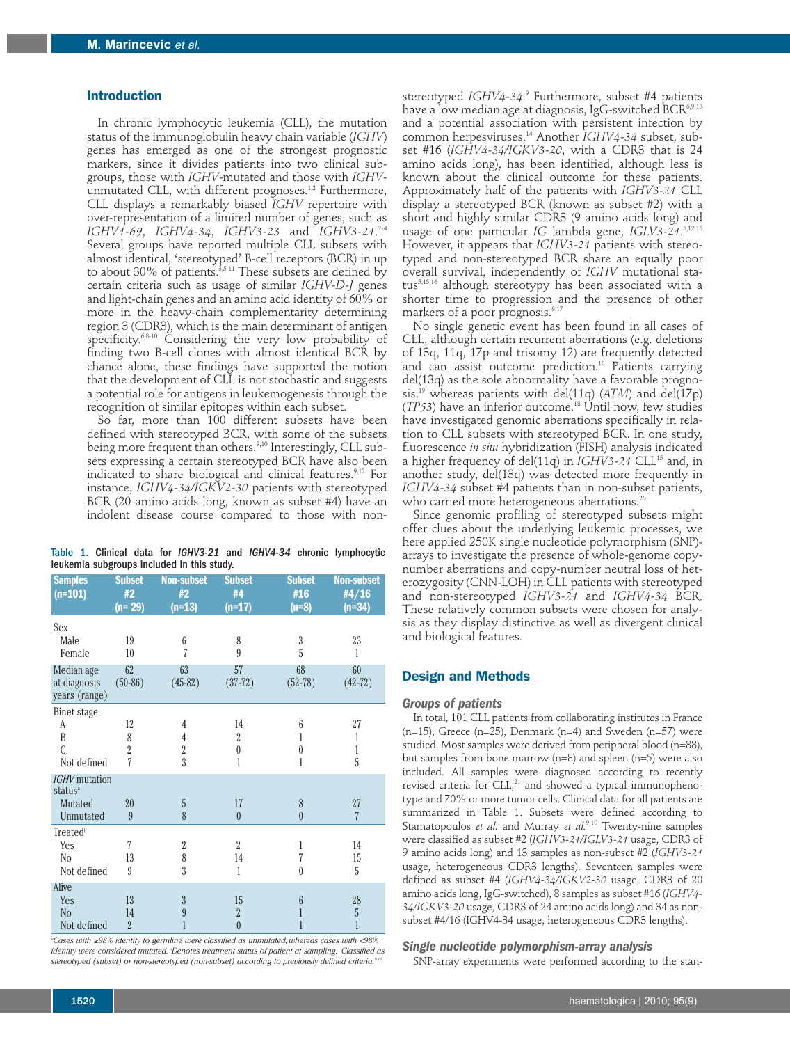## Introduction

In chronic lymphocytic leukemia (CLL), the mutation status of the immunoglobulin heavy chain variable (*IGHV*) genes has emerged as one of the strongest prognostic markers, since it divides patients into two clinical subgroups, those with *IGHV*-mutated and those with *IGHV*-unmutated CLL, with different prognoses.[1,2] Furthermore, CLL displays a remarkably biased *IGHV* repertoire with over-representation of a limited number of genes, such as *IGHV1-69*, *IGHV4-34*, *IGHV3-23* and *IGHV3-21*.[2-4] Several groups have reported multiple CLL subsets with almost identical, 'stereotyped' B-cell receptors (BCR) in up to about 30% of patients.[3,5-11] These subsets are defined by certain criteria such as usage of similar *IGHV-D-J* genes and light-chain genes and an amino acid identity of 60% or more in the heavy-chain complementarity determining region 3 (CDR3), which is the main determinant of antigen specificity.[6,8-10] Considering the very low probability of finding two B-cell clones with almost identical BCR by chance alone, these findings have supported the notion that the development of CLL is not stochastic and suggests a potential role for antigens in leukemogenesis through the recognition of similar epitopes within each subset.

So far, more than 100 different subsets have been defined with stereotyped BCR, with some of the subsets being more frequent than others.[9,10] Interestingly, CLL subsets expressing a certain stereotyped BCR have also been indicated to share biological and clinical features.[9,12] For instance, *IGHV4-34/IGKV2-30* patients with stereotyped BCR (20 amino acids long, known as subset #4) have an indolent disease course compared to those with non-stereotyped *IGHV4-34*.[9] Furthermore, subset #4 patients have a low median age at diagnosis, IgG-switched BCR[6,9,13] and a potential association with persistent infection by common herpesviruses.[14] Another *IGHV4-34* subset, subset #16 (*IGHV4-34/IGKV3-20*, with a CDR3 that is 24 amino acids long), has been identified, although less is known about the clinical outcome for these patients. Approximately half of the patients with *IGHV3-21* CLL display a stereotyped BCR (known as subset #2) with a short and highly similar CDR3 (9 amino acids long) and usage of one particular *IG* lambda gene, *IGLV3-21*.[5,12,15] However, it appears that *IGHV3-21* patients with stereotyped and non-stereotyped BCR share an equally poor overall survival, independently of *IGHV* mutational status[5,15,16] although stereotypy has been associated with a shorter time to progression and the presence of other markers of a poor prognosis.[9,17]

No single genetic event has been found in all cases of CLL, although certain recurrent aberrations (e.g. deletions of 13q, 11q, 17p and trisomy 12) are frequently detected and can assist outcome prediction.[18] Patients carrying del(13q) as the sole abnormality have a favorable prognosis,[19] whereas patients with del(11q) (*ATM*) and del(17p) (*TP53*) have an inferior outcome.[18] Until now, few studies have investigated genomic aberrations specifically in relation to CLL subsets with stereotyped BCR. In one study, fluorescence *in situ* hybridization (FISH) analysis indicated a higher frequency of del(11q) in *IGHV3-21* CLL[15] and, in another study, del(13q) was detected more frequently in *IGHV4-34* subset #4 patients than in non-subset patients, who carried more heterogeneous aberrations.[20]

Since genomic profiling of stereotyped subsets might offer clues about the underlying leukemic processes, we here applied 250K single nucleotide polymorphism (SNP)-arrays to investigate the presence of whole-genome copy-number aberrations and copy-number neutral loss of heterozygosity (CNN-LOH) in CLL patients with stereotyped and non-stereotyped *IGHV3-21* and *IGHV4-34* BCR. These relatively common subsets were chosen for analysis as they display distinctive as well as divergent clinical and biological features.

**Table 1.** Clinical data for *IGHV3-21* and *IGHV4-34* chronic lymphocytic leukemia subgroups included in this study.

| Samples (n=101) | Subset #2 (n= 29) | Non-subset #2 (n=13) | Subset #4 (n=17) | Subset #16 (n=8) | Non-subset #4/16 (n=34) |
|---|---|---|---|---|---|
| Sex | | | | | |
| Male | 19 | 6 | 8 | 3 | 23 |
| Female | 10 | 7 | 9 | 5 | 1 |
| Median age at diagnosis years (range) | 62 (50-86) | 63 (45-82) | 57 (37-72) | 68 (52-78) | 60 (42-72) |
| Binet stage | | | | | |
| A | 12 | 4 | 14 | 6 | 27 |
| B | 8 | 4 | 2 | 1 | 1 |
| C | 2 | 2 | 0 | 0 | 1 |
| Not defined | 7 | 3 | 1 | 1 | 5 |
| *IGHV* mutation status[a] | | | | | |
| Mutated | 20 | 5 | 17 | 8 | 27 |
| Unmutated | 9 | 8 | 0 | 0 | 7 |
| Treated[b] | | | | | |
| Yes | 7 | 2 | 2 | 1 | 14 |
| No | 13 | 8 | 14 | 7 | 15 |
| Not defined | 9 | 3 | 1 | 0 | 5 |
| Alive | | | | | |
| Yes | 13 | 3 | 15 | 6 | 28 |
| No | 14 | 9 | 2 | 1 | 5 |
| Not defined | 2 | 1 | 0 | 1 | 1 |

*[a]Cases with ≥98% identity to germline were classified as unmutated, whereas cases with <98% identity were considered mutated. [b]Denotes treatment status of patient at sampling. Classified as stereotyped (subset) or non-stereotyped (non-subset) according to previously defined criteria.[9,10]*

## Design and Methods

### Groups of patients

In total, 101 CLL patients from collaborating institutes in France (n=15), Greece (n=25), Denmark (n=4) and Sweden (n=57) were studied. Most samples were derived from peripheral blood (n=88), but samples from bone marrow (n=8) and spleen (n=5) were also included. All samples were diagnosed according to recently revised criteria for CLL,[21] and showed a typical immunophenotype and 70% or more tumor cells. Clinical data for all patients are summarized in Table 1. Subsets were defined according to Stamatopoulos *et al.* and Murray *et al.*[9,10] Twenty-nine samples were classified as subset #2 (*IGHV3-21/IGLV3-21* usage, CDR3 of 9 amino acids long) and 13 samples as non-subset #2 (*IGHV3-21* usage, heterogeneous CDR3 lengths). Seventeen samples were defined as subset #4 (*IGHV4-34/IGKV2-30* usage, CDR3 of 20 amino acids long, IgG-switched), 8 samples as subset #16 (*IGHV4-34/IGKV3-20* usage, CDR3 of 24 amino acids long) and 34 as non-subset #4/16 (IGHV4-34 usage, heterogeneous CDR3 lengths).

### Single nucleotide polymorphism-array analysis

SNP-array experiments were performed according to the stan-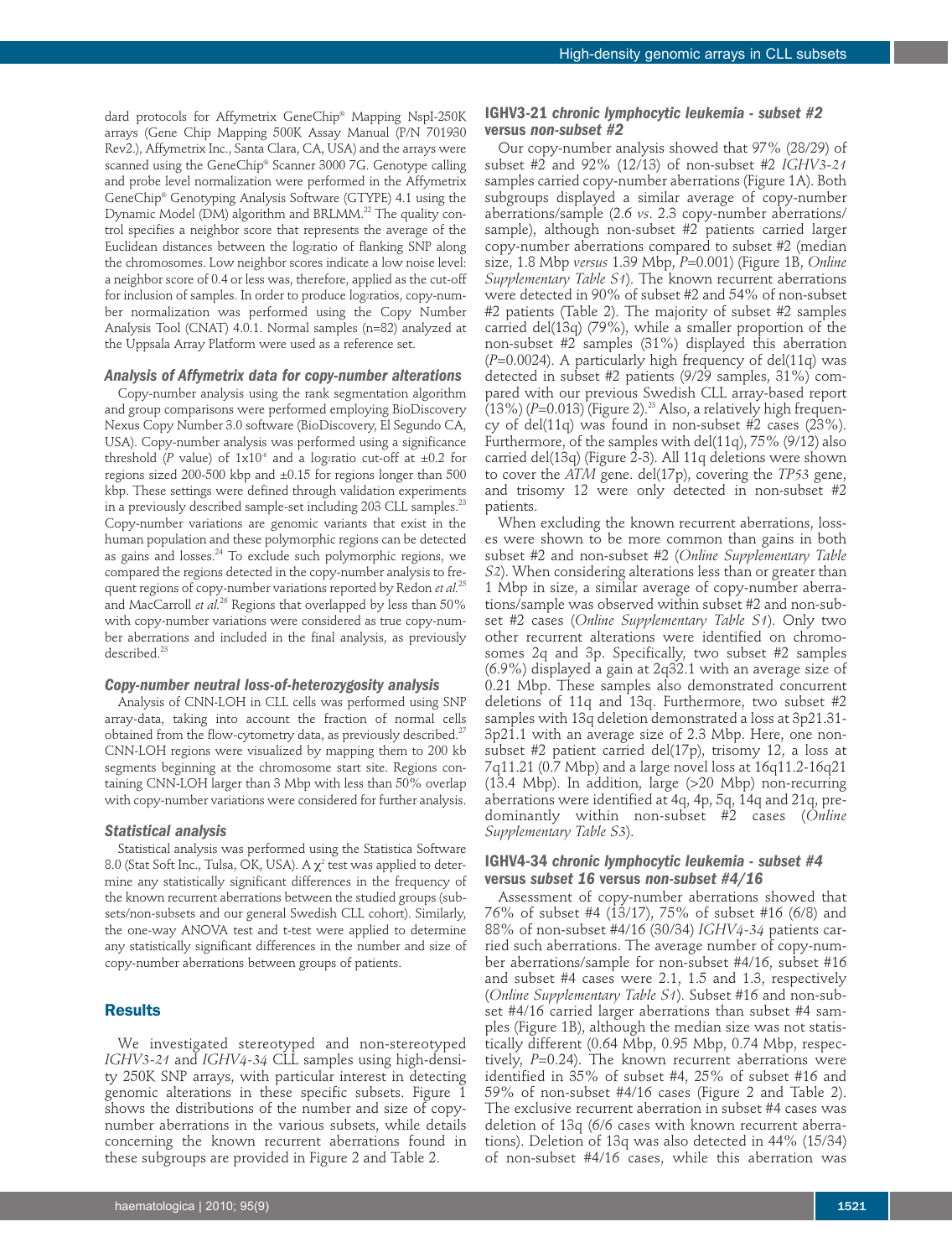dard protocols for Affymetrix GeneChip® Mapping NspI-250K arrays (Gene Chip Mapping 500K Assay Manual (P/N 701930 Rev2.), Affymetrix Inc., Santa Clara, CA, USA) and the arrays were scanned using the GeneChip® Scanner 3000 7G. Genotype calling and probe level normalization were performed in the Affymetrix GeneChip® Genotyping Analysis Software (GTYPE) 4.1 using the Dynamic Model (DM) algorithm and BRLMM.[22] The quality control specifies a neighbor score that represents the average of the Euclidean distances between the $\log_2$ratio of flanking SNP along the chromosomes. Low neighbor scores indicate a low noise level: a neighbor score of 0.4 or less was, therefore, applied as the cut-off for inclusion of samples. In order to produce $\log_2$ratios, copy-number normalization was performed using the Copy Number Analysis Tool (CNAT) 4.0.1. Normal samples (n=82) analyzed at the Uppsala Array Platform were used as a reference set.

### *Analysis of Affymetrix data for copy-number alterations*

Copy-number analysis using the rank segmentation algorithm and group comparisons were performed employing BioDiscovery Nexus Copy Number 3.0 software (BioDiscovery, El Segundo CA, USA). Copy-number analysis was performed using a significance threshold (*P* value) of $1\times10^{-6}$ and a $\log_2$ratio cut-off at ±0.2 for regions sized 200-500 kbp and ±0.15 for regions longer than 500 kbp. These settings were defined through validation experiments in a previously described sample-set including 203 CLL samples.[23] Copy-number variations are genomic variants that exist in the human population and these polymorphic regions can be detected as gains and losses.[24] To exclude such polymorphic regions, we compared the regions detected in the copy-number analysis to frequent regions of copy-number variations reported by Redon *et al.*[25] and MacCarroll *et al.*[26] Regions that overlapped by less than 50% with copy-number variations were considered as true copy-number aberrations and included in the final analysis, as previously described.[23]

### *Copy-number neutral loss-of-heterozygosity analysis*

Analysis of CNN-LOH in CLL cells was performed using SNP array-data, taking into account the fraction of normal cells obtained from the flow-cytometry data, as previously described.[27] CNN-LOH regions were visualized by mapping them to 200 kb segments beginning at the chromosome start site. Regions containing CNN-LOH larger than 3 Mbp with less than 50% overlap with copy-number variations were considered for further analysis.

### *Statistical analysis*

Statistical analysis was performed using the Statistica Software 8.0 (Stat Soft Inc., Tulsa, OK, USA). A $\chi^2$ test was applied to determine any statistically significant differences in the frequency of the known recurrent aberrations between the studied groups (subsets/non-subsets and our general Swedish CLL cohort). Similarly, the one-way ANOVA test and t-test were applied to determine any statistically significant differences in the number and size of copy-number aberrations between groups of patients.

## Results

We investigated stereotyped and non-stereotyped *IGHV3-21* and *IGHV4-34* CLL samples using high-density 250K SNP arrays, with particular interest in detecting genomic alterations in these specific subsets. Figure 1 shows the distributions of the number and size of copy-number aberrations in the various subsets, while details concerning the known recurrent aberrations found in these subgroups are provided in Figure 2 and Table 2.

### IGHV3-21 *chronic lymphocytic leukemia - subset #2* versus *non-subset #2*

Our copy-number analysis showed that 97% (28/29) of subset #2 and 92% (12/13) of non-subset #2 *IGHV3-21* samples carried copy-number aberrations (Figure 1A). Both subgroups displayed a similar average of copy-number aberrations/sample (2.6 *vs.* 2.3 copy-number aberrations/sample), although non-subset #2 patients carried larger copy-number aberrations compared to subset #2 (median size, 1.8 Mbp *versus* 1.39 Mbp, *P*=0.001) (Figure 1B, *Online Supplementary Table S1*). The known recurrent aberrations were detected in 90% of subset #2 and 54% of non-subset #2 patients (Table 2). The majority of subset #2 samples carried del(13q) (79%), while a smaller proportion of the non-subset #2 samples (31%) displayed this aberration (*P*=0.0024). A particularly high frequency of del(11q) was detected in subset #2 patients (9/29 samples, 31%) compared with our previous Swedish CLL array-based report (13%) (*P*=0.013) (Figure 2).[23] Also, a relatively high frequency of del(11q) was found in non-subset #2 cases (23%). Furthermore, of the samples with del(11q), 75% (9/12) also carried del(13q) (Figure 2-3). All 11q deletions were shown to cover the *ATM* gene. del(17p), covering the *TP53* gene, and trisomy 12 were only detected in non-subset #2 patients.

When excluding the known recurrent aberrations, losses were shown to be more common than gains in both subset #2 and non-subset #2 (*Online Supplementary Table S2*). When considering alterations less than or greater than 1 Mbp in size, a similar average of copy-number aberrations/sample was observed within subset #2 and non-subset #2 cases (*Online Supplementary Table S1*). Only two other recurrent alterations were identified on chromosomes 2q and 3p. Specifically, two subset #2 samples (6.9%) displayed a gain at 2q32.1 with an average size of 0.21 Mbp. These samples also demonstrated concurrent deletions of 11q and 13q. Furthermore, two subset #2 samples with 13q deletion demonstrated a loss at 3p21.31-3p21.1 with an average size of 2.3 Mbp. Here, one non-subset #2 patient carried del(17p), trisomy 12, a loss at 7q11.21 (0.7 Mbp) and a large novel loss at 16q11.2-16q21 (13.4 Mbp). In addition, large (>20 Mbp) non-recurring aberrations were identified at 4q, 4p, 5q, 14q and 21q, predominantly within non-subset #2 cases (*Online Supplementary Table S3*).

### IGHV4-34 *chronic lymphocytic leukemia - subset #4* versus *subset 16* versus *non-subset #4/16*

Assessment of copy-number aberrations showed that 76% of subset #4 (13/17), 75% of subset #16 (6/8) and 88% of non-subset #4/16 (30/34) *IGHV4-34* patients carried such aberrations. The average number of copy-number aberrations/sample for non-subset #4/16, subset #16 and subset #4 cases were 2.1, 1.5 and 1.3, respectively (*Online Supplementary Table S1*). Subset #16 and non-subset #4/16 carried larger aberrations than subset #4 samples (Figure 1B), although the median size was not statistically different (0.64 Mbp, 0.95 Mbp, 0.74 Mbp, respectively, *P*=0.24). The known recurrent aberrations were identified in 35% of subset #4, 25% of subset #16 and 59% of non-subset #4/16 cases (Figure 2 and Table 2). The exclusive recurrent aberration in subset #4 cases was deletion of 13q (6/6 cases with known recurrent aberrations). Deletion of 13q was also detected in 44% (15/34) of non-subset #4/16 cases, while this aberration was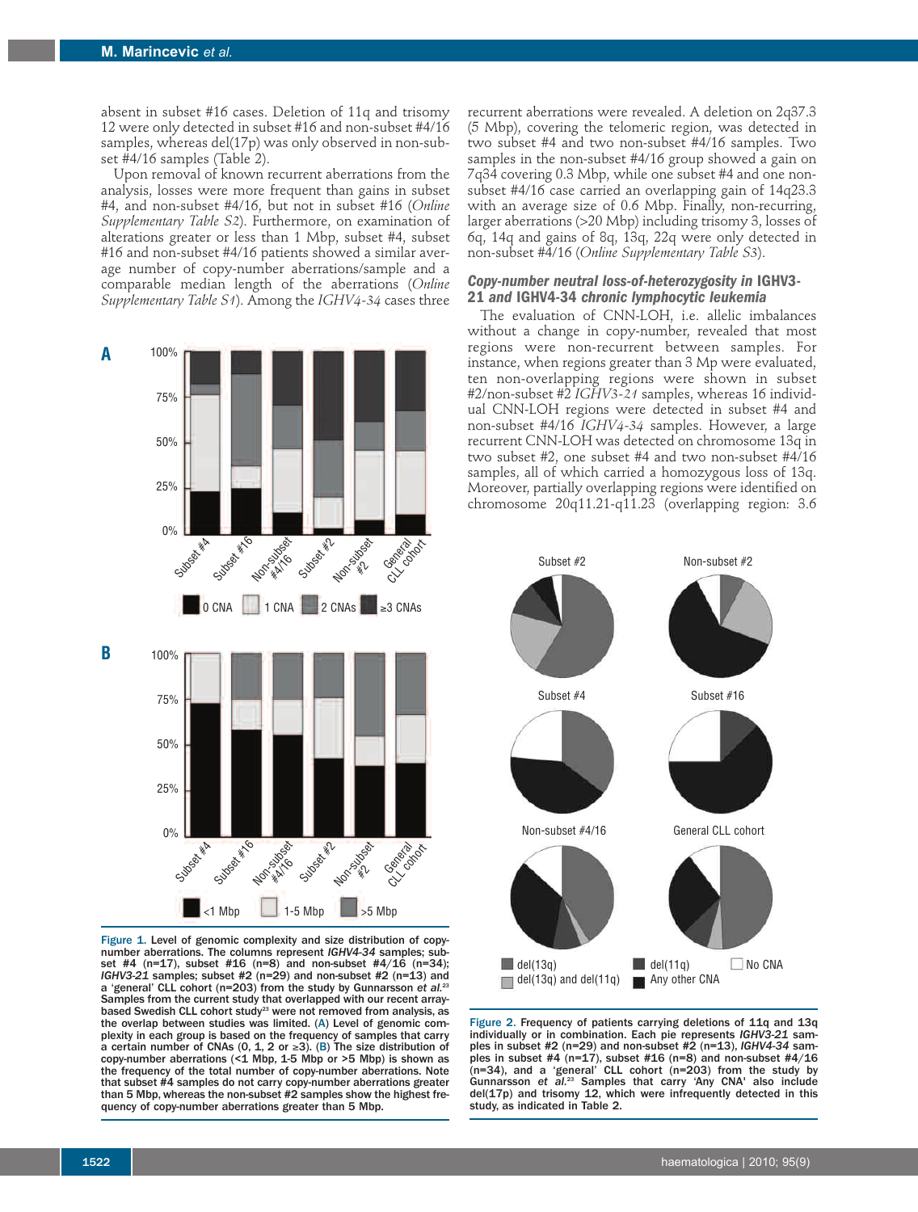absent in subset #16 cases. Deletion of 11q and trisomy 12 were only detected in subset #16 and non-subset #4/16 samples, whereas del(17p) was only observed in non-subset #4/16 samples (Table 2).

Upon removal of known recurrent aberrations from the analysis, losses were more frequent than gains in subset #4, and non-subset #4/16, but not in subset #16 (*Online Supplementary Table S2*). Furthermore, on examination of alterations greater or less than 1 Mbp, subset #4, subset #16 and non-subset #4/16 patients showed a similar average number of copy-number aberrations/sample and a comparable median length of the aberrations (*Online Supplementary Table S1*). Among the *IGHV4-34* cases three recurrent aberrations were revealed. A deletion on 2q37.3 (5 Mbp), covering the telomeric region, was detected in two subset #4 and two non-subset #4/16 samples. Two samples in the non-subset #4/16 group showed a gain on 7q34 covering 0.3 Mbp, while one subset #4 and one non-subset #4/16 case carried an overlapping gain of 14q23.3 with an average size of 0.6 Mbp. Finally, non-recurring, larger aberrations (>20 Mbp) including trisomy 3, losses of 6q, 14q and gains of 8q, 13q, 22q were only detected in non-subset #4/16 (*Online Supplementary Table S3*).

**Figure 1.** Level of genomic complexity and size distribution of copy-number aberrations. The columns represent *IGHV4-34* samples; subset #4 (n=17), subset #16 (n=8) and non-subset #4/16 (n=34); *IGHV3-21* samples; subset #2 (n=29) and non-subset #2 (n=13) and a 'general' CLL cohort (n=203) from the study by Gunnarsson *et al.*[23] Samples from the current study that overlapped with our recent array-based Swedish CLL cohort study[23] were not removed from analysis, as the overlap between studies was limited. (A) Level of genomic complexity in each group is based on the frequency of samples that carry a certain number of CNAs (0, 1, 2 or ≥3). (B) The size distribution of copy-number aberrations (<1 Mbp, 1-5 Mbp or >5 Mbp) is shown as the frequency of the total number of copy-number aberrations. Note that subset #4 samples do not carry copy-number aberrations greater than 5 Mbp, whereas the non-subset #2 samples show the highest frequency of copy-number aberrations greater than 5 Mbp.

### *Copy-number neutral loss-of-heterozygosity in IGHV3-21 and IGHV4-34 chronic lymphocytic leukemia*

The evaluation of CNN-LOH, i.e. allelic imbalances without a change in copy-number, revealed that most regions were non-recurrent between samples. For instance, when regions greater than 3 Mp were evaluated, ten non-overlapping regions were shown in subset #2/non-subset #2 *IGHV3-21* samples, whereas 16 individual CNN-LOH regions were detected in subset #4 and non-subset #4/16 *IGHV4-34* samples. However, a large recurrent CNN-LOH was detected on chromosome 13q in two subset #2, one subset #4 and two non-subset #4/16 samples, all of which carried a homozygous loss of 13q. Moreover, partially overlapping regions were identified on chromosome 20q11.21-q11.23 (overlapping region: 3.6

**Figure 2.** Frequency of patients carrying deletions of 11q and 13q individually or in combination. Each pie represents *IGHV3-21* samples in subset #2 (n=29) and non-subset #2 (n=13), *IGHV4-34* samples in subset #4 (n=17), subset #16 (n=8) and non-subset #4/16 (n=34), and a 'general' CLL cohort (n=203) from the study by Gunnarsson *et al.*[23] Samples that carry 'Any CNA' also include del(17p) and trisomy 12, which were infrequently detected in this study, as indicated in Table 2.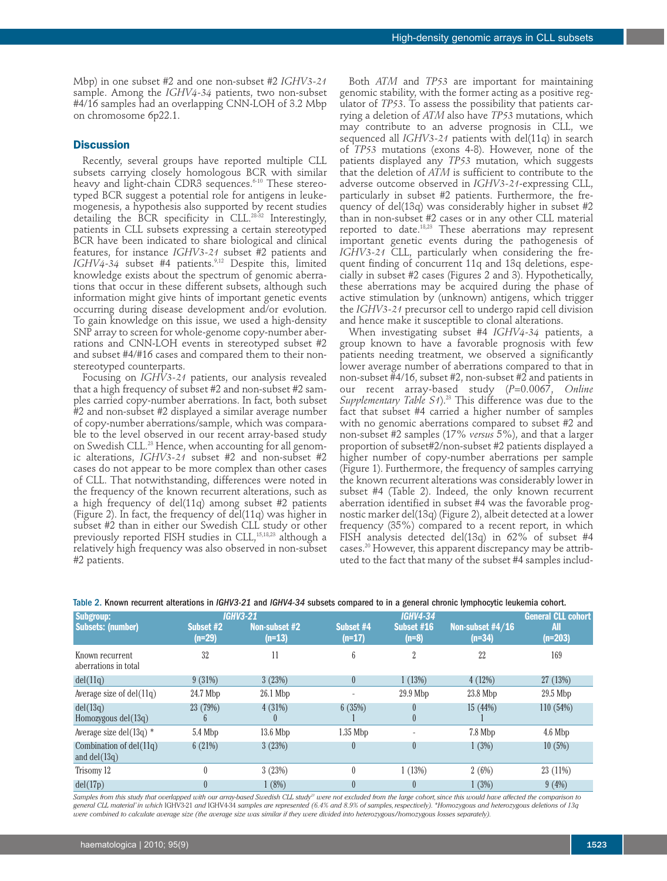Mbp) in one subset #2 and one non-subset #2 *IGHV3-21* sample. Among the *IGHV4-34* patients, two non-subset #4/16 samples had an overlapping CNN-LOH of 3.2 Mbp on chromosome 6p22.1.

## Discussion

Recently, several groups have reported multiple CLL subsets carrying closely homologous BCR with similar heavy and light-chain CDR3 sequences.[6-10] These stereotyped BCR suggest a potential role for antigens in leukemogenesis, a hypothesis also supported by recent studies detailing the BCR specificity in CLL.[28-32] Interestingly, patients in CLL subsets expressing a certain stereotyped BCR have been indicated to share biological and clinical features, for instance *IGHV3-21* subset #2 patients and *IGHV4-34* subset #4 patients.[9,12] Despite this, limited knowledge exists about the spectrum of genomic aberrations that occur in these different subsets, although such information might give hints of important genetic events occurring during disease development and/or evolution. To gain knowledge on this issue, we used a high-density SNP array to screen for whole-genome copy-number aberrations and CNN-LOH events in stereotyped subset #2 and subset #4/#16 cases and compared them to their non-stereotyped counterparts.

Focusing on *IGHV3-21* patients, our analysis revealed that a high frequency of subset #2 and non-subset #2 samples carried copy-number aberrations. In fact, both subset #2 and non-subset #2 displayed a similar average number of copy-number aberrations/sample, which was comparable to the level observed in our recent array-based study on Swedish CLL.[23] Hence, when accounting for all genomic alterations, *IGHV3-21* subset #2 and non-subset #2 cases do not appear to be more complex than other cases of CLL. That notwithstanding, differences were noted in the frequency of the known recurrent alterations, such as a high frequency of del(11q) among subset #2 patients (Figure 2). In fact, the frequency of del(11q) was higher in subset #2 than in either our Swedish CLL study or other previously reported FISH studies in CLL,[15,18,23] although a relatively high frequency was also observed in non-subset #2 patients.

Both *ATM* and *TP53* are important for maintaining genomic stability, with the former acting as a positive regulator of *TP53*. To assess the possibility that patients carrying a deletion of *ATM* also have *TP53* mutations, which may contribute to an adverse prognosis in CLL, we sequenced all *IGHV3-21* patients with del(11q) in search of *TP53* mutations (exons 4-8). However, none of the patients displayed any *TP53* mutation, which suggests that the deletion of *ATM* is sufficient to contribute to the adverse outcome observed in *IGHV3-21*-expressing CLL, particularly in subset #2 patients. Furthermore, the frequency of del(13q) was considerably higher in subset #2 than in non-subset #2 cases or in any other CLL material reported to date.[18,23] These aberrations may represent important genetic events during the pathogenesis of *IGHV3-21* CLL, particularly when considering the frequent finding of concurrent 11q and 13q deletions, especially in subset #2 cases (Figures 2 and 3). Hypothetically, these aberrations may be acquired during the phase of active stimulation by (unknown) antigens, which trigger the *IGHV3-21* precursor cell to undergo rapid cell division and hence make it susceptible to clonal alterations.

When investigating subset #4 *IGHV4-34* patients, a group known to have a favorable prognosis with few patients needing treatment, we observed a significantly lower average number of aberrations compared to that in non-subset #4/16, subset #2, non-subset #2 and patients in our recent array-based study ($P$=0.0067, *Online Supplementary Table S1*).[23] This difference was due to the fact that subset #4 carried a higher number of samples with no genomic aberrations compared to subset #2 and non-subset #2 samples (17% *versus* 5%), and that a larger proportion of subset#2/non-subset #2 patients displayed a higher number of copy-number aberrations per sample (Figure 1). Furthermore, the frequency of samples carrying the known recurrent alterations was considerably lower in subset #4 (Table 2). Indeed, the only known recurrent aberration identified in subset #4 was the favorable prognostic marker del(13q) (Figure 2), albeit detected at a lower frequency (35%) compared to a recent report, in which FISH analysis detected del(13q) in 62% of subset #4 cases.[20] However, this apparent discrepancy may be attributed to the fact that many of the subset #4 samples includ-

Table 2. Known recurrent alterations in *IGHV3-21* and *IGHV4-34* subsets compared to in a general chronic lymphocytic leukemia cohort.

| Subgroup: | *IGHV3-21* | | *IGHV4-34* | | | General CLL cohort |
|---|---|---|---|---|---|---|
| Subsets: (number) | Subset #2 (n=29) | Non-subset #2 (n=13) | Subset #4 (n=17) | Subset #16 (n=8) | Non-subset #4/16 (n=34) | All (n=203) |
| Known recurrent aberrations in total | 32 | 11 | 6 | 2 | 22 | 169 |
| del(11q) | 9 (31%) | 3 (23%) | 0 | 1 (13%) | 4 (12%) | 27 (13%) |
| Average size of del(11q) | 24.7 Mbp | 26.1 Mbp | - | 29.9 Mbp | 23.8 Mbp | 29.5 Mbp |
| del(13q)<br>Homozygous del(13q) | 23 (79%)<br>6 | 4 (31%)<br>0 | 6 (35%)<br>1 | 0<br>0 | 15 (44%)<br>1 | 110 (54%) |
| Average size del(13q) * | 5.4 Mbp | 13.6 Mbp | 1.35 Mbp | - | 7.8 Mbp | 4.6 Mbp |
| Combination of del(11q) and del(13q) | 6 (21%) | 3 (23%) | 0 | 0 | 1 (3%) | 10 (5%) |
| Trisomy 12 | 0 | 3 (23%) | 0 | 1 (13%) | 2 (6%) | 23 (11%) |
| del(17p) | 0 | 1 (8%) | 0 | 0 | 1 (3%) | 9 (4%) |

*Samples from this study that overlapped with our array-based Swedish CLL study[23] were not excluded from the large cohort, since this would have affected the comparison to general CLL material in which IGHV3-21 and IGHV4-34 samples are represented (6.4% and 8.9% of samples, respectively). \*Homozygous and heterozygous deletions of 13q were combined to calculate average size (the average size was similar if they were divided into heterozygous/homozygous losses separately).*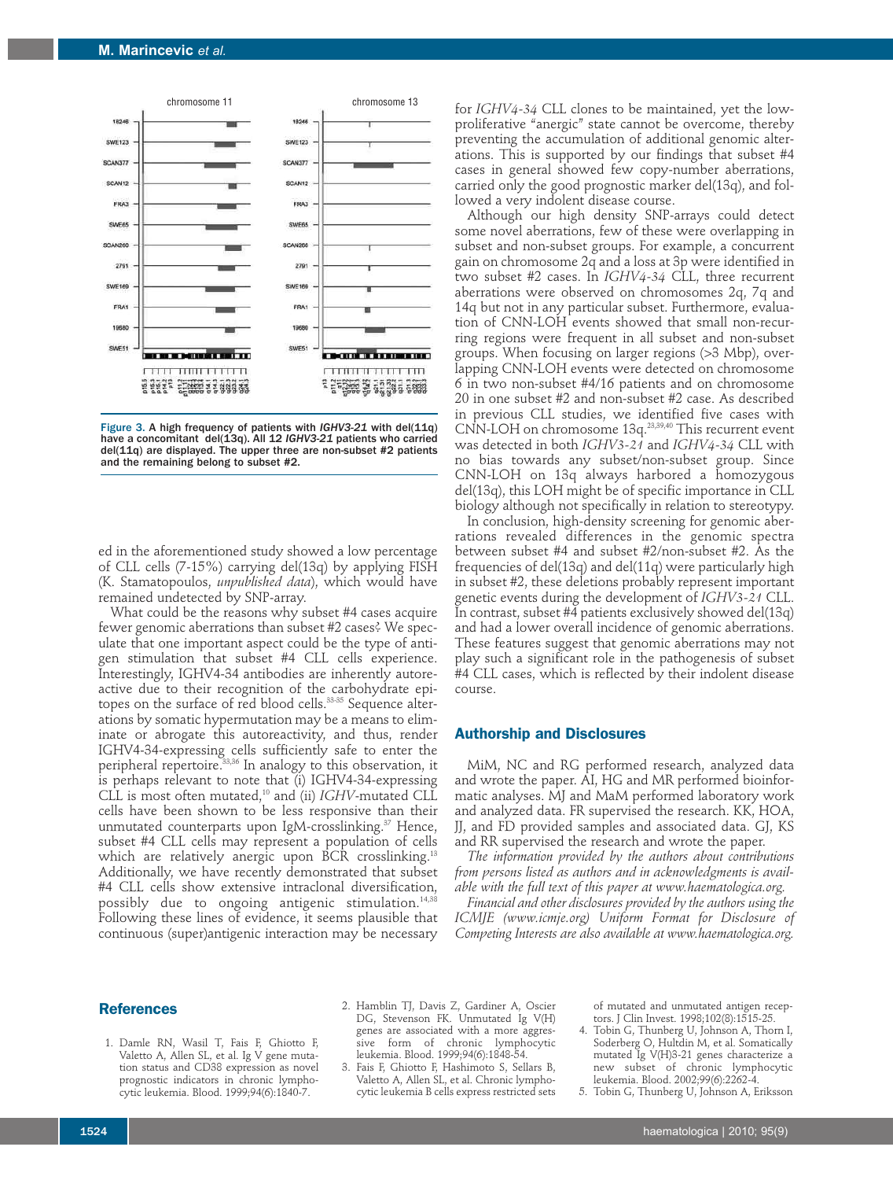Figure 3. A high frequency of patients with *IGHV3-21* with del(11q) have a concomitant del(13q). All 12 *IGHV3-21* patients who carried del(11q) are displayed. The upper three are non-subset #2 patients and the remaining belong to subset #2.

ed in the aforementioned study showed a low percentage of CLL cells (7-15%) carrying del(13q) by applying FISH (K. Stamatopoulos, *unpublished data*), which would have remained undetected by SNP-array.

What could be the reasons why subset #4 cases acquire fewer genomic aberrations than subset #2 cases? We speculate that one important aspect could be the type of antigen stimulation that subset #4 CLL cells experience. Interestingly, IGHV4-34 antibodies are inherently autoreactive due to their recognition of the carbohydrate epitopes on the surface of red blood cells.[33-35] Sequence alterations by somatic hypermutation may be a means to eliminate or abrogate this autoreactivity, and thus, render IGHV4-34-expressing cells sufficiently safe to enter the peripheral repertoire.[33,36] In analogy to this observation, it is perhaps relevant to note that (i) IGHV4-34-expressing CLL is most often mutated,[10] and (ii) *IGHV*-mutated CLL cells have been shown to be less responsive than their unmutated counterparts upon IgM-crosslinking.[37] Hence, subset #4 CLL cells may represent a population of cells which are relatively anergic upon BCR crosslinking.[13] Additionally, we have recently demonstrated that subset #4 CLL cells show extensive intraclonal diversification, possibly due to ongoing antigenic stimulation.[14,38] Following these lines of evidence, it seems plausible that continuous (super)antigenic interaction may be necessary for *IGHV4-34* CLL clones to be maintained, yet the low-proliferative "anergic" state cannot be overcome, thereby preventing the accumulation of additional genomic alterations. This is supported by our findings that subset #4 cases in general showed few copy-number aberrations, carried only the good prognostic marker del(13q), and followed a very indolent disease course.

Although our high density SNP-arrays could detect some novel aberrations, few of these were overlapping in subset and non-subset groups. For example, a concurrent gain on chromosome 2q and a loss at 3p were identified in two subset #2 cases. In *IGHV4-34* CLL, three recurrent aberrations were observed on chromosomes 2q, 7q and 14q but not in any particular subset. Furthermore, evaluation of CNN-LOH events showed that small non-recurring regions were frequent in all subset and non-subset groups. When focusing on larger regions (>3 Mbp), overlapping CNN-LOH events were detected on chromosome 6 in two non-subset #4/16 patients and on chromosome 20 in one subset #2 and non-subset #2 case. As described in previous CLL studies, we identified five cases with CNN-LOH on chromosome 13q.[23,39,40] This recurrent event was detected in both *IGHV3-21* and *IGHV4-34* CLL with no bias towards any subset/non-subset group. Since CNN-LOH on 13q always harbored a homozygous del(13q), this LOH might be of specific importance in CLL biology although not specifically in relation to stereotypy.

In conclusion, high-density screening for genomic aberrations revealed differences in the genomic spectra between subset #4 and subset #2/non-subset #2. As the frequencies of del(13q) and del(11q) were particularly high in subset #2, these deletions probably represent important genetic events during the development of *IGHV3-21* CLL. In contrast, subset #4 patients exclusively showed del(13q) and had a lower overall incidence of genomic aberrations. These features suggest that genomic aberrations may not play such a significant role in the pathogenesis of subset #4 CLL cases, which is reflected by their indolent disease course.

## Authorship and Disclosures

MiM, NC and RG performed research, analyzed data and wrote the paper. AI, HG and MR performed bioinformatic analyses. MJ and MaM performed laboratory work and analyzed data. FR supervised the research. KK, HOA, JJ, and FD provided samples and associated data. GJ, KS and RR supervised the research and wrote the paper.

*The information provided by the authors about contributions from persons listed as authors and in acknowledgments is available with the full text of this paper at www.haematologica.org.*

*Financial and other disclosures provided by the authors using the ICMJE (www.icmje.org) Uniform Format for Disclosure of Competing Interests are also available at www.haematologica.org.*

## References

1. Damle RN, Wasil T, Fais F, Ghiotto F, Valetto A, Allen SL, et al. Ig V gene mutation status and CD38 expression as novel prognostic indicators in chronic lymphocytic leukemia. Blood. 1999;94(6):1840-7.
2. Hamblin TJ, Davis Z, Gardiner A, Oscier DG, Stevenson FK. Unmutated Ig V(H) genes are associated with a more aggressive form of chronic lymphocytic leukemia. Blood. 1999;94(6):1848-54.
3. Fais F, Ghiotto F, Hashimoto S, Sellars B, Valetto A, Allen SL, et al. Chronic lymphocytic leukemia B cells express restricted sets of mutated and unmutated antigen receptors. J Clin Invest. 1998;102(8):1515-25.
4. Tobin G, Thunberg U, Johnson A, Thorn I, Soderberg O, Hultdin M, et al. Somatically mutated Ig V(H)3-21 genes characterize a new subset of chronic lymphocytic leukemia. Blood. 2002;99(6):2262-4.
5. Tobin G, Thunberg U, Johnson A, Eriksson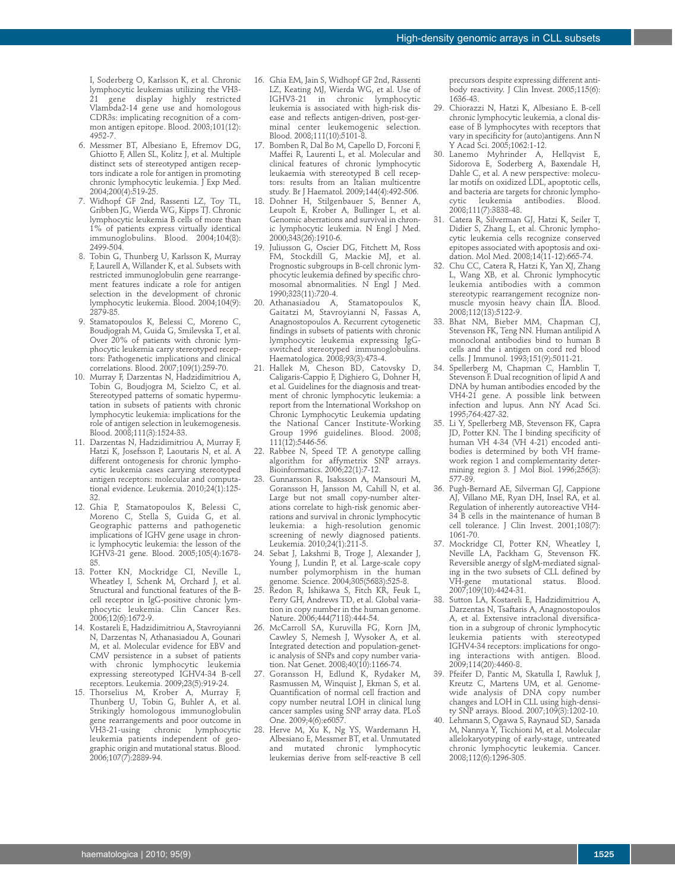I, Soderberg O, Karlsson K, et al. Chronic lymphocytic leukemias utilizing the VH3-21 gene display highly restricted Vlambda2-14 gene use and homologous CDR3s: implicating recognition of a common antigen epitope. Blood. 2003;101(12):4952-7.

6. Messmer BT, Albesiano E, Efremov DG, Ghiotto F, Allen SL, Kolitz J, et al. Multiple distinct sets of stereotyped antigen receptors indicate a role for antigen in promoting chronic lymphocytic leukemia. J Exp Med. 2004;200(4):519-25.
7. Widhopf GF 2nd, Rassenti LZ, Toy TL, Gribben JG, Wierda WG, Kipps TJ. Chronic lymphocytic leukemia B cells of more than 1% of patients express virtually identical immunoglobulins. Blood. 2004;104(8):2499-504.
8. Tobin G, Thunberg U, Karlsson K, Murray F, Laurell A, Willander K, et al. Subsets with restricted immunoglobulin gene rearrangement features indicate a role for antigen selection in the development of chronic lymphocytic leukemia. Blood. 2004;104(9):2879-85.
9. Stamatopoulos K, Belessi C, Moreno C, Boudjograh M, Guida G, Smilevska T, et al. Over 20% of patients with chronic lymphocytic leukemia carry stereotyped receptors: Pathogenetic implications and clinical correlations. Blood. 2007;109(1):259-70.
10. Murray F, Darzentas N, Hadzidimitriou A, Tobin G, Boudjogra M, Scielzo C, et al. Stereotyped patterns of somatic hypermutation in subsets of patients with chronic lymphocytic leukemia: implications for the role of antigen selection in leukemogenesis. Blood. 2008;111(3):1524-33.
11. Darzentas N, Hadzidimitriou A, Murray F, Hatzi K, Josefsson P, Laoutaris N, et al. A different ontogenesis for chronic lymphocytic leukemia cases carrying stereotyped antigen receptors: molecular and computational evidence. Leukemia. 2010;24(1):125-32.
12. Ghia P, Stamatopoulos K, Belessi C, Moreno C, Stella S, Guida G, et al. Geographic patterns and pathogenetic implications of IGHV gene usage in chronic lymphocytic leukemia: the lesson of the IGHV3-21 gene. Blood. 2005;105(4):1678-85.
13. Potter KN, Mockridge CI, Neville L, Wheatley I, Schenk M, Orchard J, et al. Structural and functional features of the B-cell receptor in IgG-positive chronic lymphocytic leukemia. Clin Cancer Res. 2006;12(6):1672-9.
14. Kostareli E, Hadzidimitriou A, Stavroyianni N, Darzentas N, Athanasiadou A, Gounari M, et al. Molecular evidence for EBV and CMV persistence in a subset of patients with chronic lymphocytic leukemia expressing stereotyped IGHV4-34 B-cell receptors. Leukemia. 2009;23(5):919-24.
15. Thorselius M, Krober A, Murray F, Thunberg U, Tobin G, Buhler A, et al. Strikingly homologous immunoglobulin gene rearrangements and poor outcome in VH3-21-using chronic lymphocytic leukemia patients independent of geographic origin and mutational status. Blood. 2006;107(7):2889-94.
16. Ghia EM, Jain S, Widhopf GF 2nd, Rassenti LZ, Keating MJ, Wierda WG, et al. Use of IGHV3-21 in chronic lymphocytic leukemia is associated with high-risk disease and reflects antigen-driven, post-germinal center leukemogenic selection. Blood. 2008;111(10):5101-8.
17. Bomben R, Dal Bo M, Capello D, Forconi F, Maffei R, Laurenti L, et al. Molecular and clinical features of chronic lymphocytic leukaemia with stereotyped B cell receptors: results from an Italian multicentre study. Br J Haematol. 2009;144(4):492-506.
18. Dohner H, Stilgenbauer S, Benner A, Leupolt E, Krober A, Bullinger L, et al. Genomic aberrations and survival in chronic lymphocytic leukemia. N Engl J Med. 2000;343(26):1910-6.
19. Juliusson G, Oscier DG, Fitchett M, Ross FM, Stockdill G, Mackie MJ, et al. Prognostic subgroups in B-cell chronic lymphocytic leukemia defined by specific chromosomal abnormalities. N Engl J Med. 1990;323(11):720-4.
20. Athanasiadou A, Stamatopoulos K, Gaitatzi M, Stavroyianni N, Fassas A, Anagnostopoulos A. Recurrent cytogenetic findings in subsets of patients with chronic lymphocytic leukemia expressing IgG-switched stereotyped immunoglobulins. Haematologica. 2008;93(3):473-4.
21. Hallek M, Cheson BD, Catovsky D, Caligaris-Cappio F, Dighiero G, Dohner H, et al. Guidelines for the diagnosis and treatment of chronic lymphocytic leukemia: a report from the International Workshop on Chronic Lymphocytic Leukemia updating the National Cancer Institute-Working Group 1996 guidelines. Blood. 2008; 111(12):5446-56.
22. Rabbee N, Speed TP. A genotype calling algorithm for affymetrix SNP arrays. Bioinformatics. 2006;22(1):7-12.
23. Gunnarsson R, Isaksson A, Mansouri M, Goransson H, Jansson M, Cahill N, et al. Large but not small copy-number alterations correlate to high-risk genomic aberrations and survival in chronic lymphocytic leukemia: a high-resolution genomic screening of newly diagnosed patients. Leukemia. 2010;24(1):211-5.
24. Sebat J, Lakshmi B, Troge J, Alexander J, Young J, Lundin P, et al. Large-scale copy number polymorphism in the human genome. Science. 2004;305(5683):525-8.
25. Redon R, Ishikawa S, Fitch KR, Feuk L, Perry GH, Andrews TD, et al. Global variation in copy number in the human genome. Nature. 2006;444(7118):444-54.
26. McCarroll SA, Kuruvilla FG, Korn JM, Cawley S, Nemesh J, Wysoker A, et al. Integrated detection and population-genetic analysis of SNPs and copy number variation. Nat Genet. 2008;40(10):1166-74.
27. Goransson H, Edlund K, Rydaker M, Rasmussen M, Winquist J, Ekman S, et al. Quantification of normal cell fraction and copy number neutral LOH in clinical lung cancer samples using SNP array data. PLoS One. 2009;4(6):e6057.
28. Herve M, Xu K, Ng YS, Wardemann H, Albesiano E, Messmer BT, et al. Unmutated and mutated chronic lymphocytic leukemias derive from self-reactive B cell precursors despite expressing different antibody reactivity. J Clin Invest. 2005;115(6):1636-43.
29. Chiorazzi N, Hatzi K, Albesiano E. B-cell chronic lymphocytic leukemia, a clonal disease of B lymphocytes with receptors that vary in specificity for (auto)antigens. Ann N Y Acad Sci. 2005;1062:1-12.
30. Lanemo Myhrinder A, Hellqvist E, Sidorova E, Soderberg A, Baxendale H, Dahle C, et al. A new perspective: molecular motifs on oxidized LDL, apoptotic cells, and bacteria are targets for chronic lymphocytic leukemia antibodies. Blood. 2008;111(7):3838-48.
31. Catera R, Silverman GJ, Hatzi K, Seiler T, Didier S, Zhang L, et al. Chronic lymphocytic leukemia cells recognize conserved epitopes associated with apoptosis and oxidation. Mol Med. 2008;14(11-12):665-74.
32. Chu CC, Catera R, Hatzi K, Yan XJ, Zhang L, Wang XB, et al. Chronic lymphocytic leukemia antibodies with a common stereotypic rearrangement recognize nonmuscle myosin heavy chain IIA. Blood. 2008;112(13):5122-9.
33. Bhat NM, Bieber MM, Chapman CJ, Stevenson FK, Teng NN. Human antilipid A monoclonal antibodies bind to human B cells and the i antigen on cord red blood cells. J Immunol. 1993;151(9):5011-21.
34. Spellerberg M, Chapman C, Hamblin T, Stevenson F. Dual recognition of lipid A and DNA by human antibodies encoded by the VH4-21 gene. A possible link between infection and lupus. Ann NY Acad Sci. 1995;764:427-32.
35. Li Y, Spellerberg MB, Stevenson FK, Capra JD, Potter KN. The I binding specificity of human VH 4-34 (VH 4-21) encoded antibodies is determined by both VH framework region 1 and complementarity determining region 3. J Mol Biol. 1996;256(3):577-89.
36. Pugh-Bernard AE, Silverman GJ, Cappione AJ, Villano ME, Ryan DH, Insel RA, et al. Regulation of inherently autoreactive VH4-34 B cells in the maintenance of human B cell tolerance. J Clin Invest. 2001;108(7):1061-70.
37. Mockridge CI, Potter KN, Wheatley I, Neville LA, Packham G, Stevenson FK. Reversible anergy of sIgM-mediated signaling in the two subsets of CLL defined by VH-gene mutational status. Blood. 2007;109(10):4424-31.
38. Sutton LA, Kostareli E, Hadzidimitriou A, Darzentas N, Tsaftaris A, Anagnostopoulos A, et al. Extensive intraclonal diversification in a subgroup of chronic lymphocytic leukemia patients with stereotyped IGHV4-34 receptors: implications for ongoing interactions with antigen. Blood. 2009;114(20):4460-8.
39. Pfeifer D, Pantic M, Skatulla I, Rawluk J, Kreutz C, Martens UM, et al. Genome-wide analysis of DNA copy number changes and LOH in CLL using high-density SNP arrays. Blood. 2007;109(3):1202-10.
40. Lehmann S, Ogawa S, Raynaud SD, Sanada M, Nannya Y, Ticchioni M, et al. Molecular allelokaryotyping of early-stage, untreated chronic lymphocytic leukemia. Cancer. 2008;112(6):1296-305.